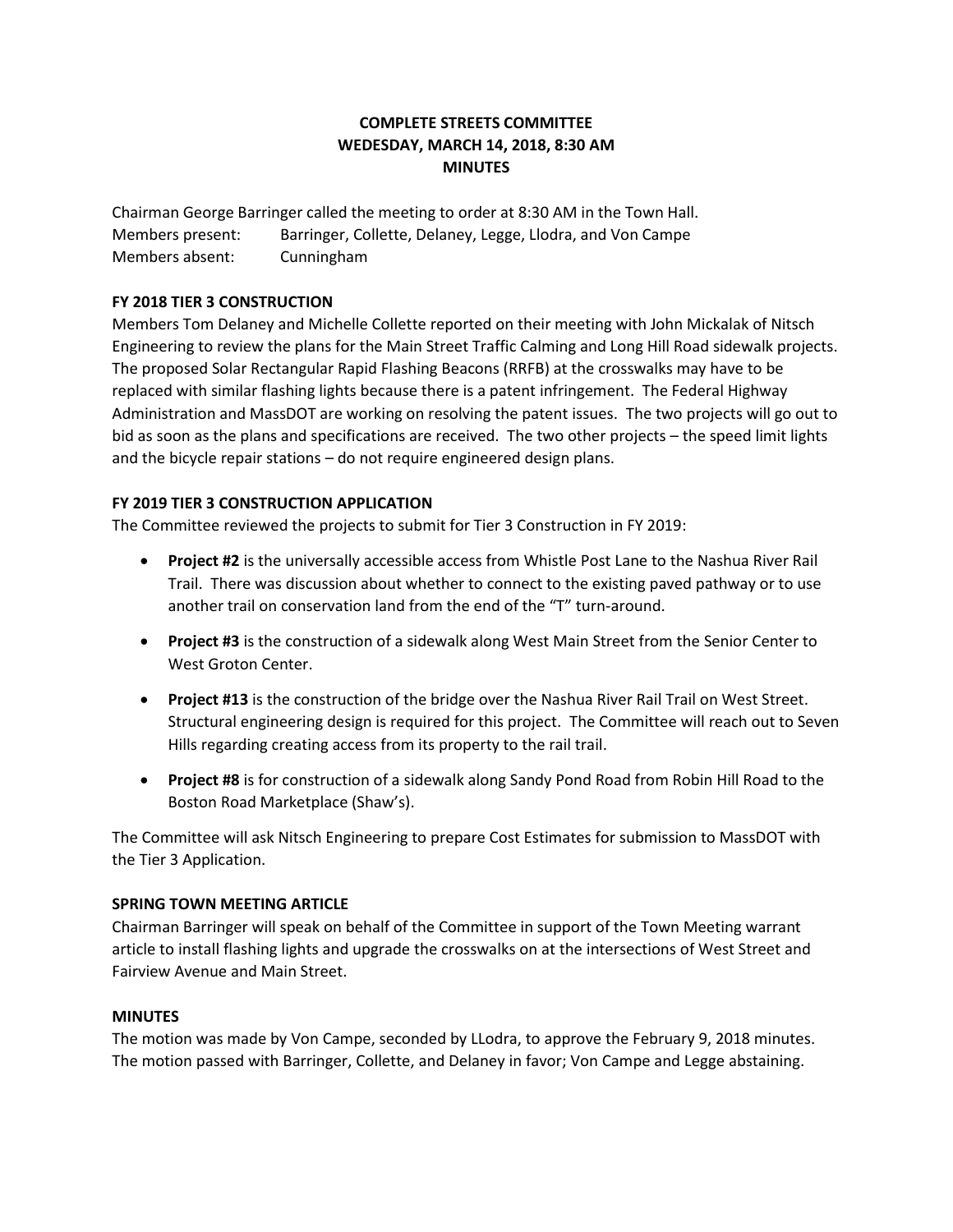**COMPLETE STREETS COMMITTEE**
**WEDESDAY, MARCH 14, 2018, 8:30 AM**
**MINUTES**

Chairman George Barringer called the meeting to order at 8:30 AM in the Town Hall.
Members present: Barringer, Collette, Delaney, Legge, Llodra, and Von Campe
Members absent: Cunningham

**FY 2018 TIER 3 CONSTRUCTION**

Members Tom Delaney and Michelle Collette reported on their meeting with John Mickalak of Nitsch Engineering to review the plans for the Main Street Traffic Calming and Long Hill Road sidewalk projects. The proposed Solar Rectangular Rapid Flashing Beacons (RRFB) at the crosswalks may have to be replaced with similar flashing lights because there is a patent infringement. The Federal Highway Administration and MassDOT are working on resolving the patent issues. The two projects will go out to bid as soon as the plans and specifications are received. The two other projects – the speed limit lights and the bicycle repair stations – do not require engineered design plans.

**FY 2019 TIER 3 CONSTRUCTION APPLICATION**

The Committee reviewed the projects to submit for Tier 3 Construction in FY 2019:

- **Project #2** is the universally accessible access from Whistle Post Lane to the Nashua River Rail Trail. There was discussion about whether to connect to the existing paved pathway or to use another trail on conservation land from the end of the "T" turn-around.
- **Project #3** is the construction of a sidewalk along West Main Street from the Senior Center to West Groton Center.
- **Project #13** is the construction of the bridge over the Nashua River Rail Trail on West Street. Structural engineering design is required for this project. The Committee will reach out to Seven Hills regarding creating access from its property to the rail trail.
- **Project #8** is for construction of a sidewalk along Sandy Pond Road from Robin Hill Road to the Boston Road Marketplace (Shaw's).

The Committee will ask Nitsch Engineering to prepare Cost Estimates for submission to MassDOT with the Tier 3 Application.

**SPRING TOWN MEETING ARTICLE**

Chairman Barringer will speak on behalf of the Committee in support of the Town Meeting warrant article to install flashing lights and upgrade the crosswalks on at the intersections of West Street and Fairview Avenue and Main Street.

**MINUTES**

The motion was made by Von Campe, seconded by LLodra, to approve the February 9, 2018 minutes. The motion passed with Barringer, Collette, and Delaney in favor; Von Campe and Legge abstaining.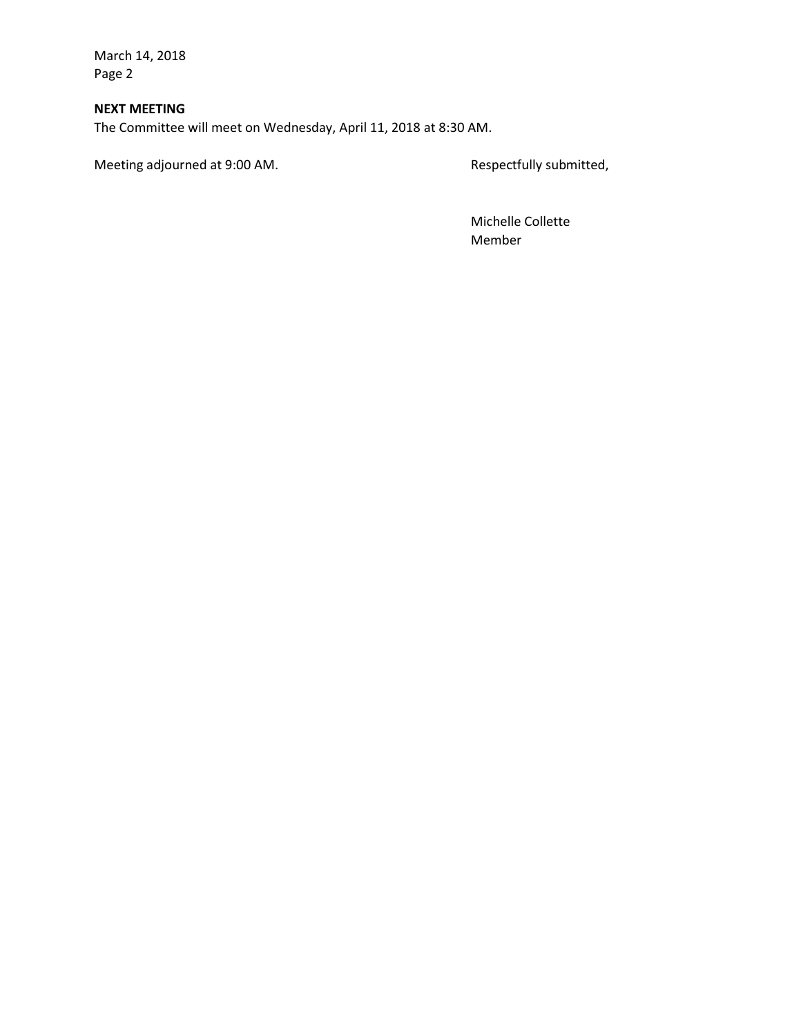**NEXT MEETING**

The Committee will meet on Wednesday, April 11, 2018 at 8:30 AM.

Meeting adjourned at 9:00 AM.

Respectfully submitted,

Michelle Collette
Member